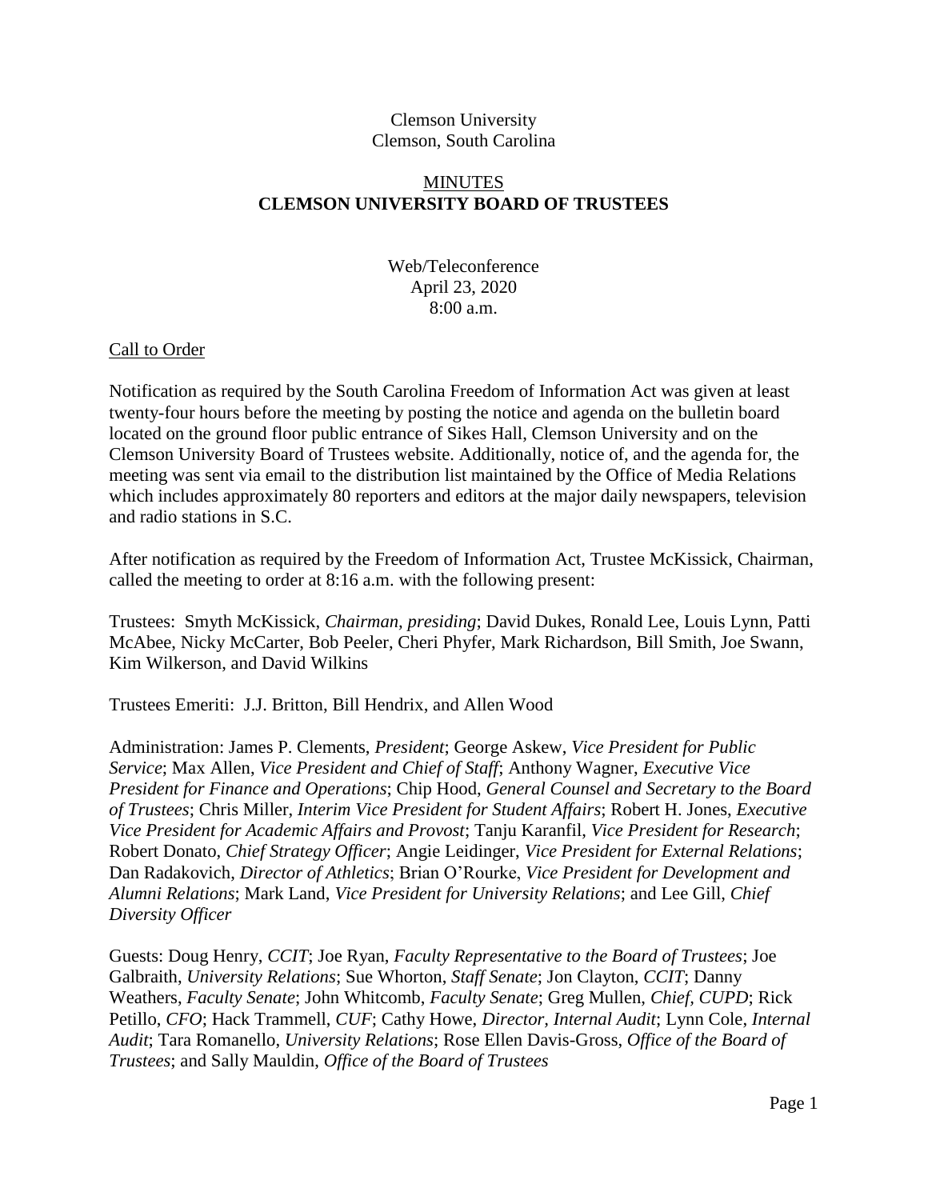Clemson University
Clemson, South Carolina

# MINUTES
# CLEMSON UNIVERSITY BOARD OF TRUSTEES

Web/Teleconference
April 23, 2020
8:00 a.m.

## Call to Order

Notification as required by the South Carolina Freedom of Information Act was given at least twenty-four hours before the meeting by posting the notice and agenda on the bulletin board located on the ground floor public entrance of Sikes Hall, Clemson University and on the Clemson University Board of Trustees website. Additionally, notice of, and the agenda for, the meeting was sent via email to the distribution list maintained by the Office of Media Relations which includes approximately 80 reporters and editors at the major daily newspapers, television and radio stations in S.C.

After notification as required by the Freedom of Information Act, Trustee McKissick, Chairman, called the meeting to order at 8:16 a.m. with the following present:

Trustees: Smyth McKissick, *Chairman, presiding*; David Dukes, Ronald Lee, Louis Lynn, Patti McAbee, Nicky McCarter, Bob Peeler, Cheri Phyfer, Mark Richardson, Bill Smith, Joe Swann, Kim Wilkerson, and David Wilkins

Trustees Emeriti: J.J. Britton, Bill Hendrix, and Allen Wood

Administration: James P. Clements, *President*; George Askew, *Vice President for Public Service*; Max Allen, *Vice President and Chief of Staff*; Anthony Wagner, *Executive Vice President for Finance and Operations*; Chip Hood, *General Counsel and Secretary to the Board of Trustees*; Chris Miller, *Interim Vice President for Student Affairs*; Robert H. Jones, *Executive Vice President for Academic Affairs and Provost*; Tanju Karanfil, *Vice President for Research*; Robert Donato, *Chief Strategy Officer*; Angie Leidinger, *Vice President for External Relations*; Dan Radakovich, *Director of Athletics*; Brian O'Rourke, *Vice President for Development and Alumni Relations*; Mark Land, *Vice President for University Relations*; and Lee Gill, *Chief Diversity Officer*

Guests: Doug Henry, *CCIT*; Joe Ryan, *Faculty Representative to the Board of Trustees*; Joe Galbraith, *University Relations*; Sue Whorton, *Staff Senate*; Jon Clayton, *CCIT*; Danny Weathers, *Faculty Senate*; John Whitcomb, *Faculty Senate*; Greg Mullen, *Chief, CUPD*; Rick Petillo, *CFO*; Hack Trammell, *CUF*; Cathy Howe, *Director, Internal Audit*; Lynn Cole, *Internal Audit*; Tara Romanello, *University Relations*; Rose Ellen Davis-Gross, *Office of the Board of Trustees*; and Sally Mauldin, *Office of the Board of Trustees*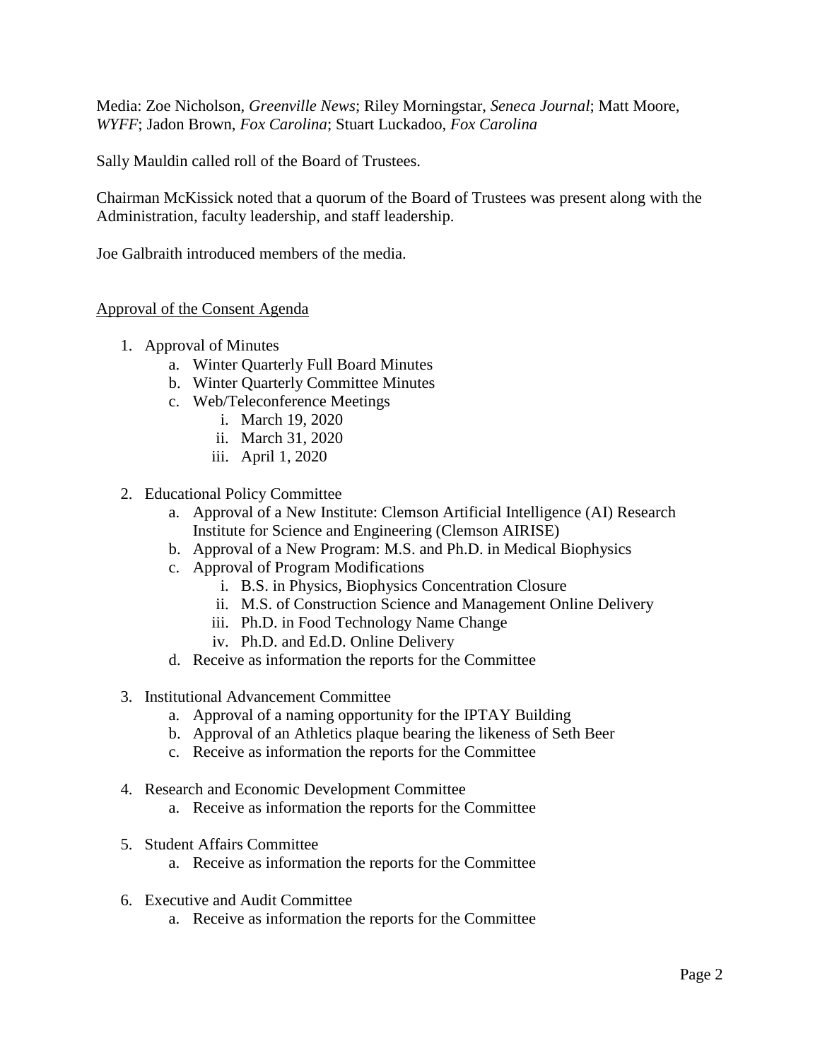Media: Zoe Nicholson, *Greenville News*; Riley Morningstar, *Seneca Journal*; Matt Moore, *WYFF*; Jadon Brown, *Fox Carolina*; Stuart Luckadoo, *Fox Carolina*

Sally Mauldin called roll of the Board of Trustees.

Chairman McKissick noted that a quorum of the Board of Trustees was present along with the Administration, faculty leadership, and staff leadership.

Joe Galbraith introduced members of the media.

Approval of the Consent Agenda

1. Approval of Minutes
    a. Winter Quarterly Full Board Minutes
    b. Winter Quarterly Committee Minutes
    c. Web/Teleconference Meetings
        i. March 19, 2020
        ii. March 31, 2020
        iii. April 1, 2020

2. Educational Policy Committee
    a. Approval of a New Institute: Clemson Artificial Intelligence (AI) Research Institute for Science and Engineering (Clemson AIRISE)
    b. Approval of a New Program: M.S. and Ph.D. in Medical Biophysics
    c. Approval of Program Modifications
        i. B.S. in Physics, Biophysics Concentration Closure
        ii. M.S. of Construction Science and Management Online Delivery
        iii. Ph.D. in Food Technology Name Change
        iv. Ph.D. and Ed.D. Online Delivery
    d. Receive as information the reports for the Committee

3. Institutional Advancement Committee
    a. Approval of a naming opportunity for the IPTAY Building
    b. Approval of an Athletics plaque bearing the likeness of Seth Beer
    c. Receive as information the reports for the Committee

4. Research and Economic Development Committee
    a. Receive as information the reports for the Committee

5. Student Affairs Committee
    a. Receive as information the reports for the Committee

6. Executive and Audit Committee
    a. Receive as information the reports for the Committee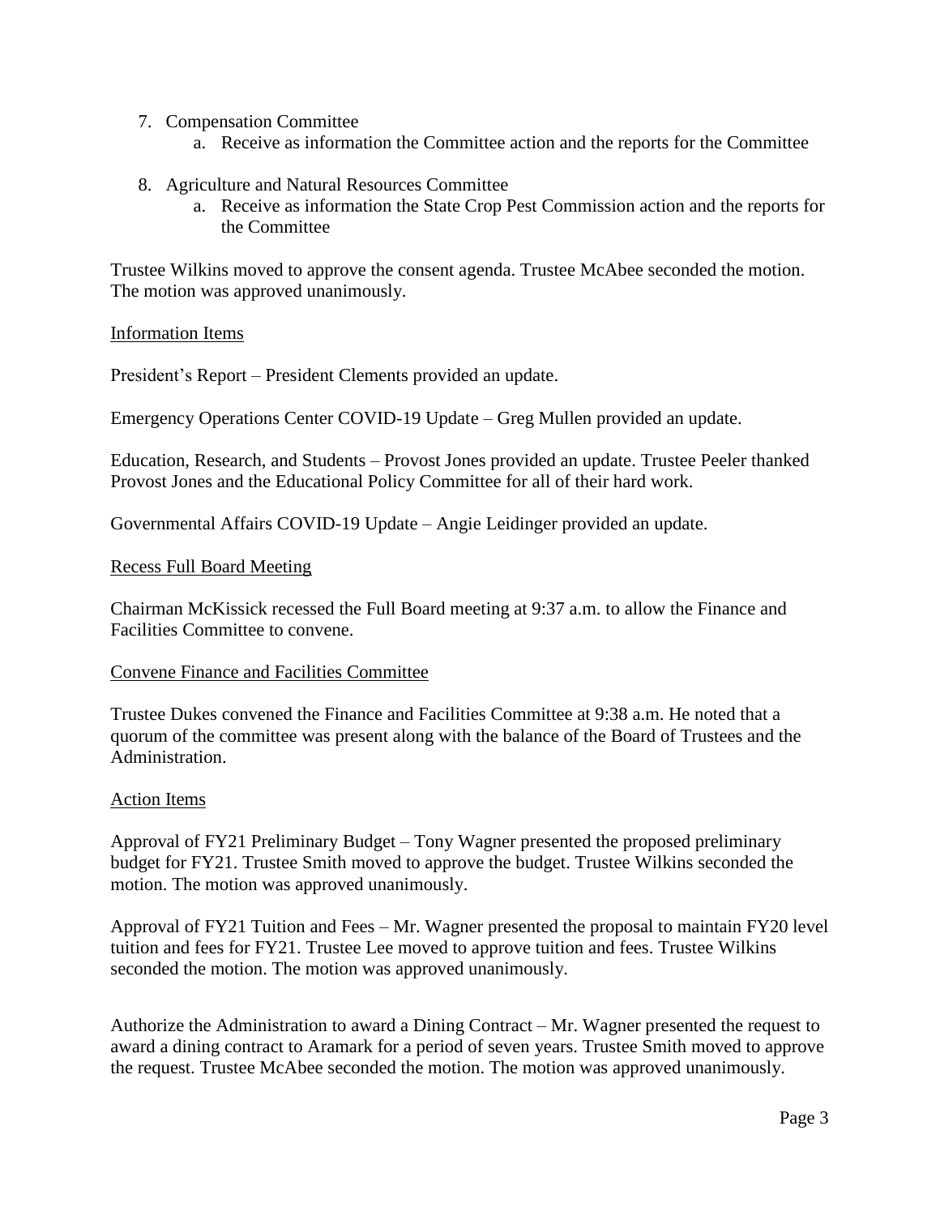7. Compensation Committee
    a. Receive as information the Committee action and the reports for the Committee

8. Agriculture and Natural Resources Committee
    a. Receive as information the State Crop Pest Commission action and the reports for the Committee

Trustee Wilkins moved to approve the consent agenda. Trustee McAbee seconded the motion. The motion was approved unanimously.

<u>Information Items</u>

President's Report – President Clements provided an update.

Emergency Operations Center COVID-19 Update – Greg Mullen provided an update.

Education, Research, and Students – Provost Jones provided an update. Trustee Peeler thanked Provost Jones and the Educational Policy Committee for all of their hard work.

Governmental Affairs COVID-19 Update – Angie Leidinger provided an update.

<u>Recess Full Board Meeting</u>

Chairman McKissick recessed the Full Board meeting at 9:37 a.m. to allow the Finance and Facilities Committee to convene.

<u>Convene Finance and Facilities Committee</u>

Trustee Dukes convened the Finance and Facilities Committee at 9:38 a.m. He noted that a quorum of the committee was present along with the balance of the Board of Trustees and the Administration.

<u>Action Items</u>

Approval of FY21 Preliminary Budget – Tony Wagner presented the proposed preliminary budget for FY21. Trustee Smith moved to approve the budget. Trustee Wilkins seconded the motion. The motion was approved unanimously.

Approval of FY21 Tuition and Fees – Mr. Wagner presented the proposal to maintain FY20 level tuition and fees for FY21. Trustee Lee moved to approve tuition and fees. Trustee Wilkins seconded the motion. The motion was approved unanimously.

Authorize the Administration to award a Dining Contract – Mr. Wagner presented the request to award a dining contract to Aramark for a period of seven years. Trustee Smith moved to approve the request. Trustee McAbee seconded the motion. The motion was approved unanimously.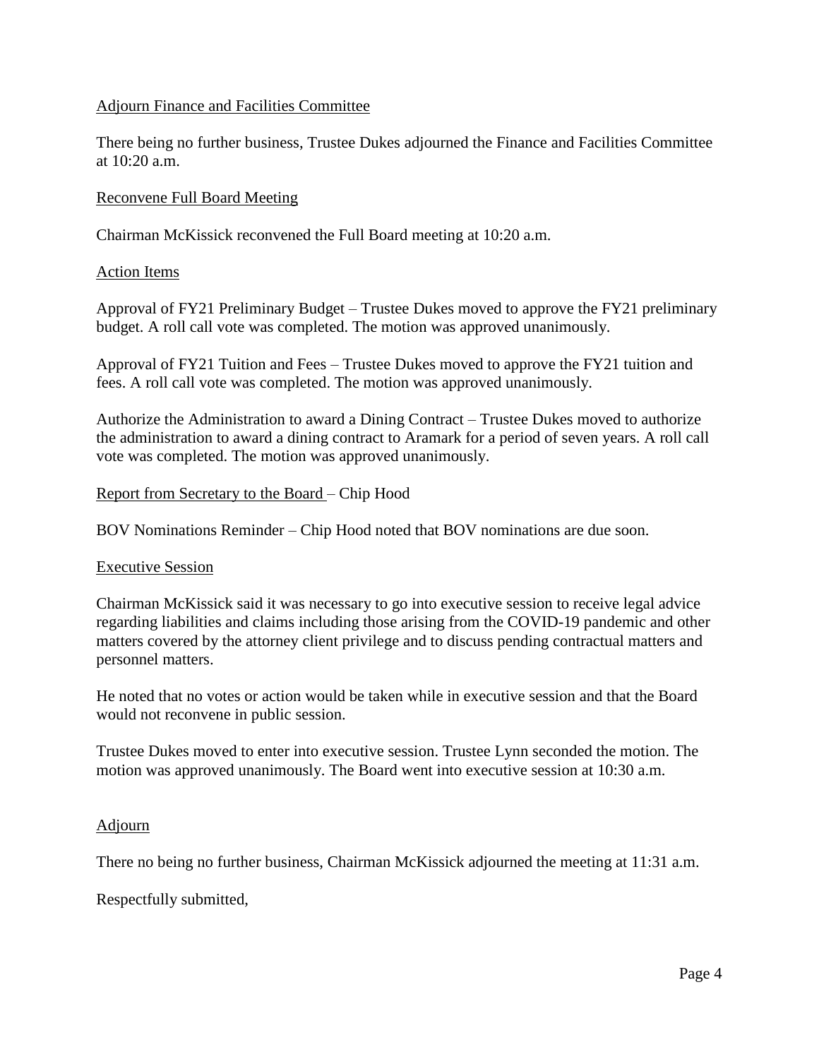Adjourn Finance and Facilities Committee

There being no further business, Trustee Dukes adjourned the Finance and Facilities Committee at 10:20 a.m.

Reconvene Full Board Meeting

Chairman McKissick reconvened the Full Board meeting at 10:20 a.m.

Action Items

Approval of FY21 Preliminary Budget – Trustee Dukes moved to approve the FY21 preliminary budget. A roll call vote was completed. The motion was approved unanimously.

Approval of FY21 Tuition and Fees – Trustee Dukes moved to approve the FY21 tuition and fees. A roll call vote was completed. The motion was approved unanimously.

Authorize the Administration to award a Dining Contract – Trustee Dukes moved to authorize the administration to award a dining contract to Aramark for a period of seven years. A roll call vote was completed. The motion was approved unanimously.

Report from Secretary to the Board – Chip Hood

BOV Nominations Reminder – Chip Hood noted that BOV nominations are due soon.

Executive Session

Chairman McKissick said it was necessary to go into executive session to receive legal advice regarding liabilities and claims including those arising from the COVID-19 pandemic and other matters covered by the attorney client privilege and to discuss pending contractual matters and personnel matters.

He noted that no votes or action would be taken while in executive session and that the Board would not reconvene in public session.

Trustee Dukes moved to enter into executive session. Trustee Lynn seconded the motion. The motion was approved unanimously. The Board went into executive session at 10:30 a.m.

Adjourn

There no being no further business, Chairman McKissick adjourned the meeting at 11:31 a.m.

Respectfully submitted,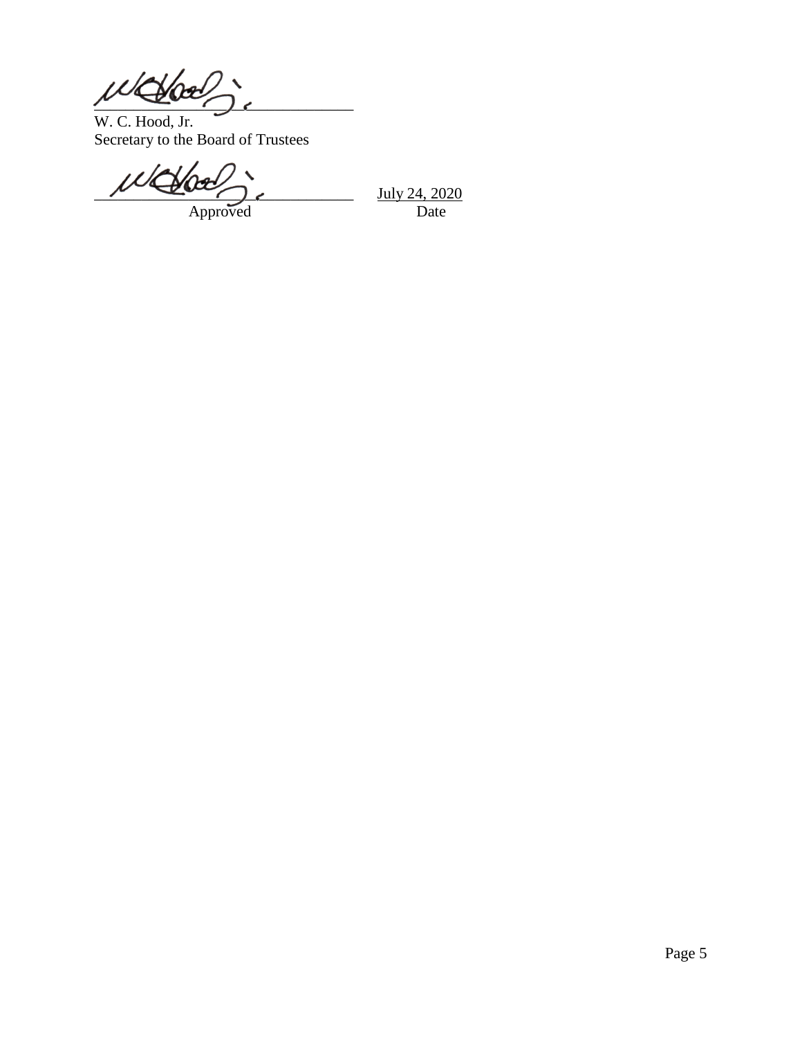W. C. Hood, Jr.
Secretary to the Board of Trustees

Approved — July 24, 2020 (Date)